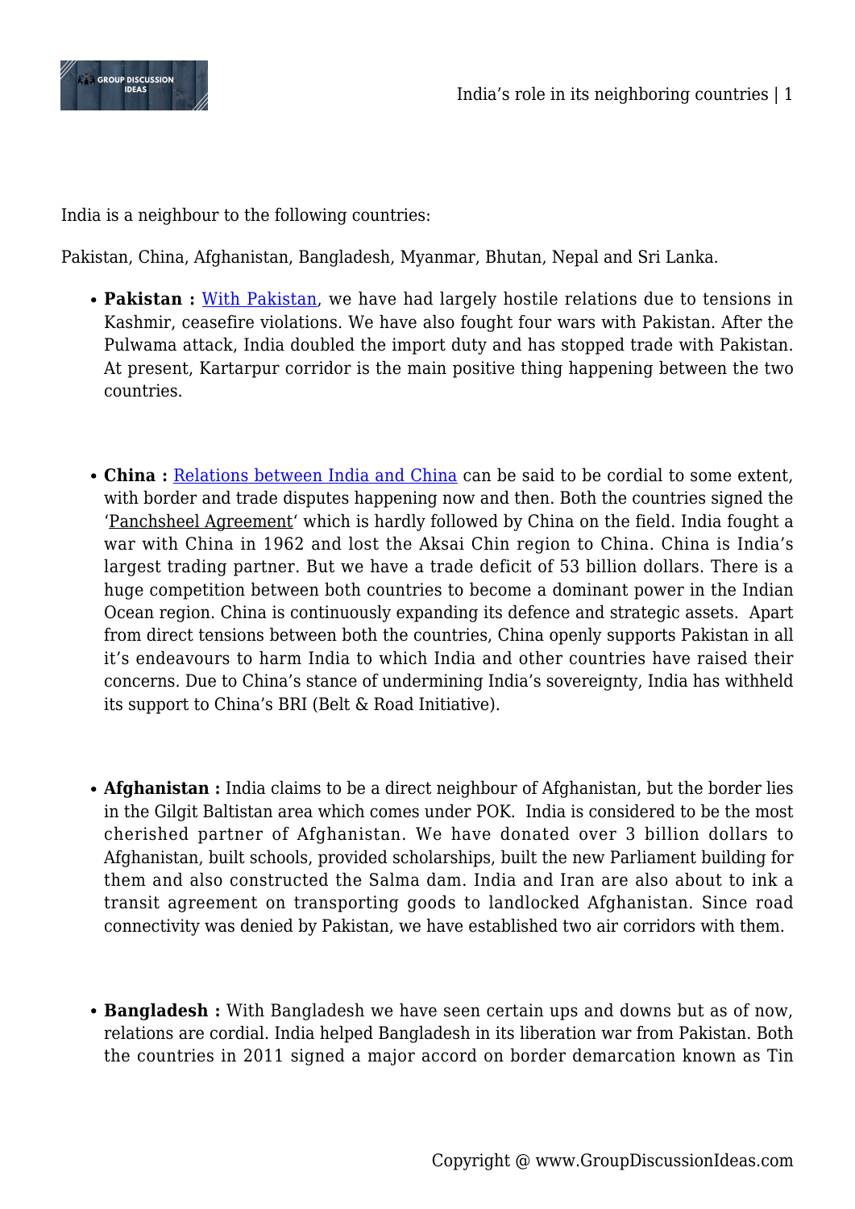India is a neighbour to the following countries:

Pakistan, China, Afghanistan, Bangladesh, Myanmar, Bhutan, Nepal and Sri Lanka.

- **Pakistan :** With Pakistan, we have had largely hostile relations due to tensions in Kashmir, ceasefire violations. We have also fought four wars with Pakistan. After the Pulwama attack, India doubled the import duty and has stopped trade with Pakistan. At present, Kartarpur corridor is the main positive thing happening between the two countries.

- **China :** Relations between India and China can be said to be cordial to some extent, with border and trade disputes happening now and then. Both the countries signed the 'Panchsheel Agreement' which is hardly followed by China on the field. India fought a war with China in 1962 and lost the Aksai Chin region to China. China is India's largest trading partner. But we have a trade deficit of 53 billion dollars. There is a huge competition between both countries to become a dominant power in the Indian Ocean region. China is continuously expanding its defence and strategic assets. Apart from direct tensions between both the countries, China openly supports Pakistan in all it's endeavours to harm India to which India and other countries have raised their concerns. Due to China's stance of undermining India's sovereignty, India has withheld its support to China's BRI (Belt & Road Initiative).

- **Afghanistan :** India claims to be a direct neighbour of Afghanistan, but the border lies in the Gilgit Baltistan area which comes under POK. India is considered to be the most cherished partner of Afghanistan. We have donated over 3 billion dollars to Afghanistan, built schools, provided scholarships, built the new Parliament building for them and also constructed the Salma dam. India and Iran are also about to ink a transit agreement on transporting goods to landlocked Afghanistan. Since road connectivity was denied by Pakistan, we have established two air corridors with them.

- **Bangladesh :** With Bangladesh we have seen certain ups and downs but as of now, relations are cordial. India helped Bangladesh in its liberation war from Pakistan. Both the countries in 2011 signed a major accord on border demarcation known as Tin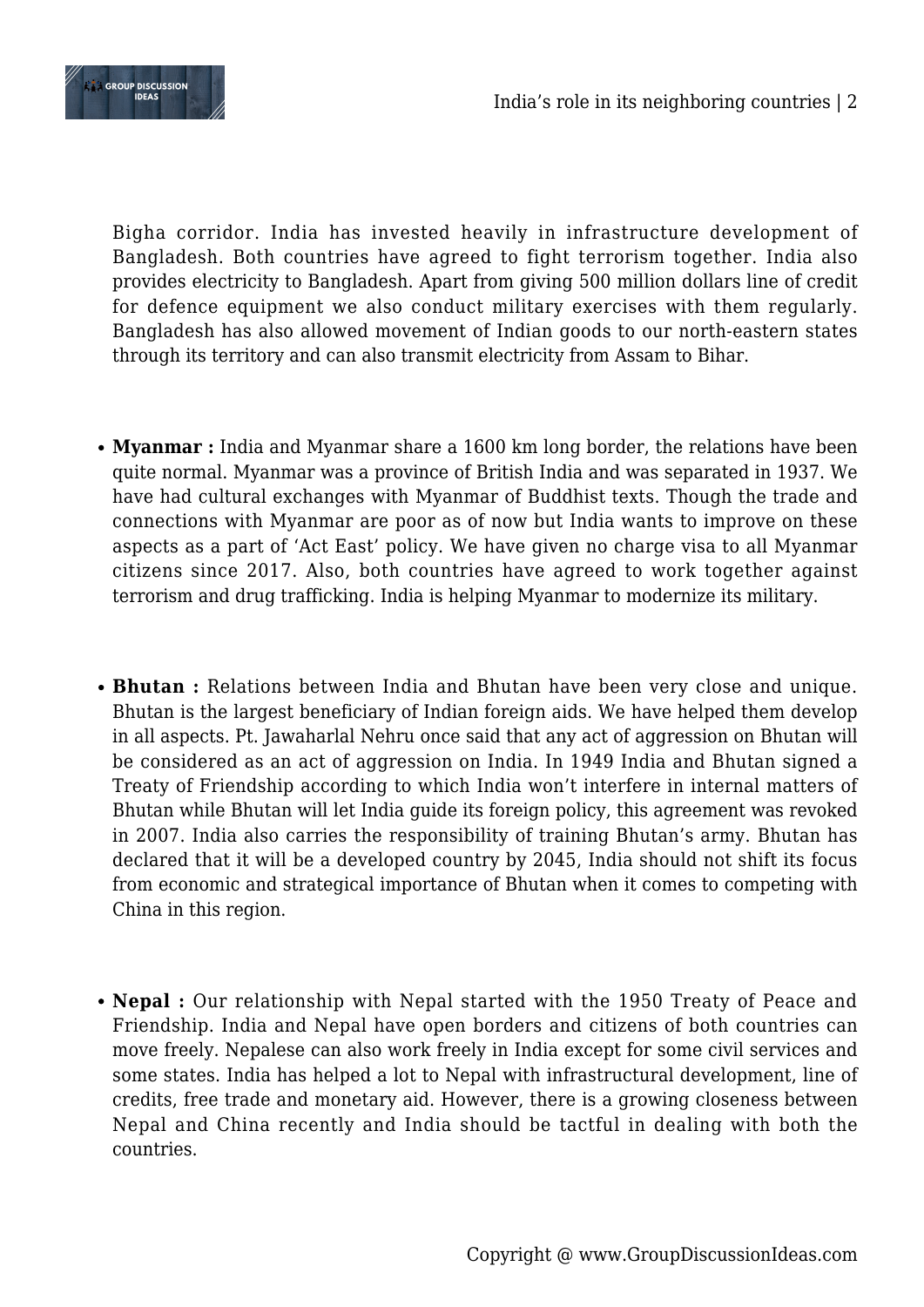Bigha corridor. India has invested heavily in infrastructure development of Bangladesh. Both countries have agreed to fight terrorism together. India also provides electricity to Bangladesh. Apart from giving 500 million dollars line of credit for defence equipment we also conduct military exercises with them regularly. Bangladesh has also allowed movement of Indian goods to our north-eastern states through its territory and can also transmit electricity from Assam to Bihar.

- **Myanmar :** India and Myanmar share a 1600 km long border, the relations have been quite normal. Myanmar was a province of British India and was separated in 1937. We have had cultural exchanges with Myanmar of Buddhist texts. Though the trade and connections with Myanmar are poor as of now but India wants to improve on these aspects as a part of 'Act East' policy. We have given no charge visa to all Myanmar citizens since 2017. Also, both countries have agreed to work together against terrorism and drug trafficking. India is helping Myanmar to modernize its military.

- **Bhutan :** Relations between India and Bhutan have been very close and unique. Bhutan is the largest beneficiary of Indian foreign aids. We have helped them develop in all aspects. Pt. Jawaharlal Nehru once said that any act of aggression on Bhutan will be considered as an act of aggression on India. In 1949 India and Bhutan signed a Treaty of Friendship according to which India won't interfere in internal matters of Bhutan while Bhutan will let India guide its foreign policy, this agreement was revoked in 2007. India also carries the responsibility of training Bhutan's army. Bhutan has declared that it will be a developed country by 2045, India should not shift its focus from economic and strategical importance of Bhutan when it comes to competing with China in this region.

- **Nepal :** Our relationship with Nepal started with the 1950 Treaty of Peace and Friendship. India and Nepal have open borders and citizens of both countries can move freely. Nepalese can also work freely in India except for some civil services and some states. India has helped a lot to Nepal with infrastructural development, line of credits, free trade and monetary aid. However, there is a growing closeness between Nepal and China recently and India should be tactful in dealing with both the countries.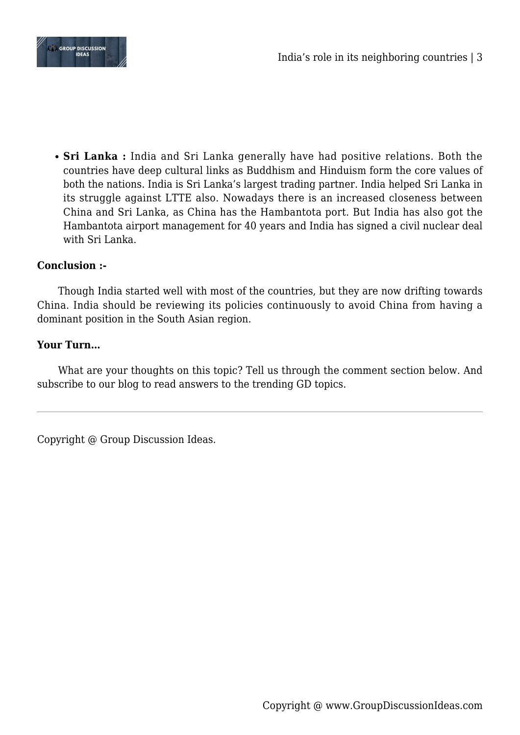- **Sri Lanka :** India and Sri Lanka generally have had positive relations. Both the countries have deep cultural links as Buddhism and Hinduism form the core values of both the nations. India is Sri Lanka's largest trading partner. India helped Sri Lanka in its struggle against LTTE also. Nowadays there is an increased closeness between China and Sri Lanka, as China has the Hambantota port. But India has also got the Hambantota airport management for 40 years and India has signed a civil nuclear deal with Sri Lanka.

**Conclusion :-**

Though India started well with most of the countries, but they are now drifting towards China. India should be reviewing its policies continuously to avoid China from having a dominant position in the South Asian region.

**Your Turn…**

What are your thoughts on this topic? Tell us through the comment section below. And subscribe to our blog to read answers to the trending GD topics.

---

Copyright @ Group Discussion Ideas.